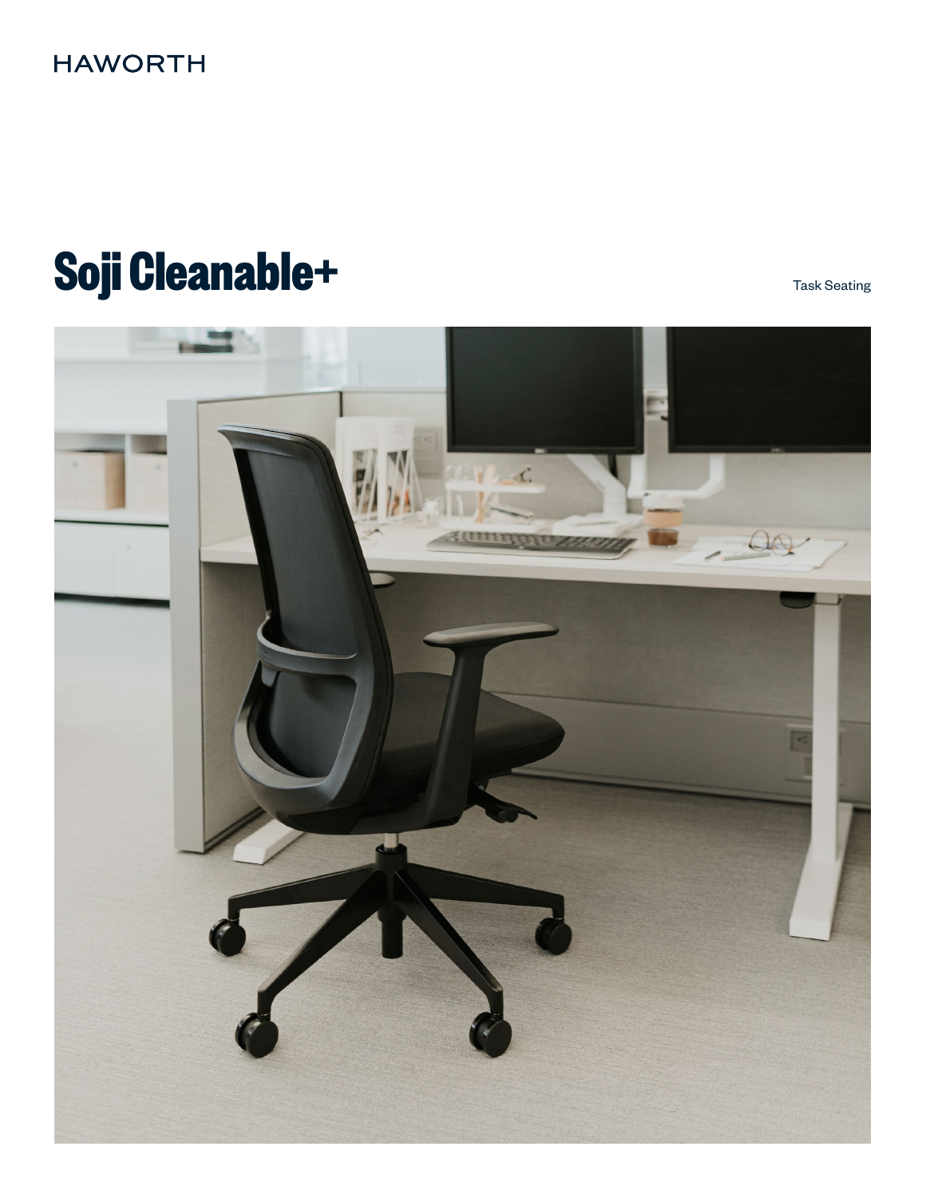HAWORTH

# Soji Cleanable+

Task Seating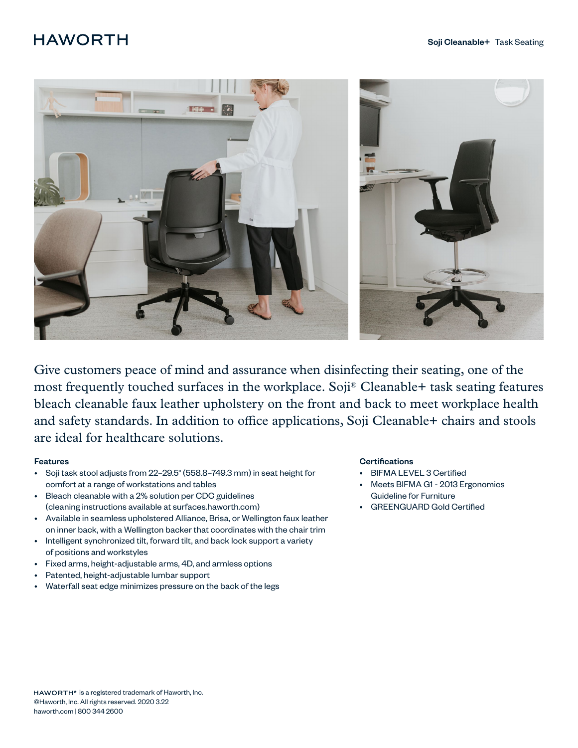HAWORTH

**Soji Cleanable+** Task Seating

Give customers peace of mind and assurance when disinfecting their seating, one of the most frequently touched surfaces in the workplace. Soji® Cleanable+ task seating features bleach cleanable faux leather upholstery on the front and back to meet workplace health and safety standards. In addition to office applications, Soji Cleanable+ chairs and stools are ideal for healthcare solutions.

**Features**

- Soji task stool adjusts from 22–29.5" (558.8–749.3 mm) in seat height for comfort at a range of workstations and tables
- Bleach cleanable with a 2% solution per CDC guidelines (cleaning instructions available at surfaces.haworth.com)
- Available in seamless upholstered Alliance, Brisa, or Wellington faux leather on inner back, with a Wellington backer that coordinates with the chair trim
- Intelligent synchronized tilt, forward tilt, and back lock support a variety of positions and workstyles
- Fixed arms, height-adjustable arms, 4D, and armless options
- Patented, height-adjustable lumbar support
- Waterfall seat edge minimizes pressure on the back of the legs

**Certifications**

- BIFMA LEVEL 3 Certified
- Meets BIFMA G1 - 2013 Ergonomics Guideline for Furniture
- GREENGUARD Gold Certified

HAWORTH® is a registered trademark of Haworth, Inc.
©Haworth, Inc. All rights reserved. 2020 3.22
haworth.com | 800 344 2600